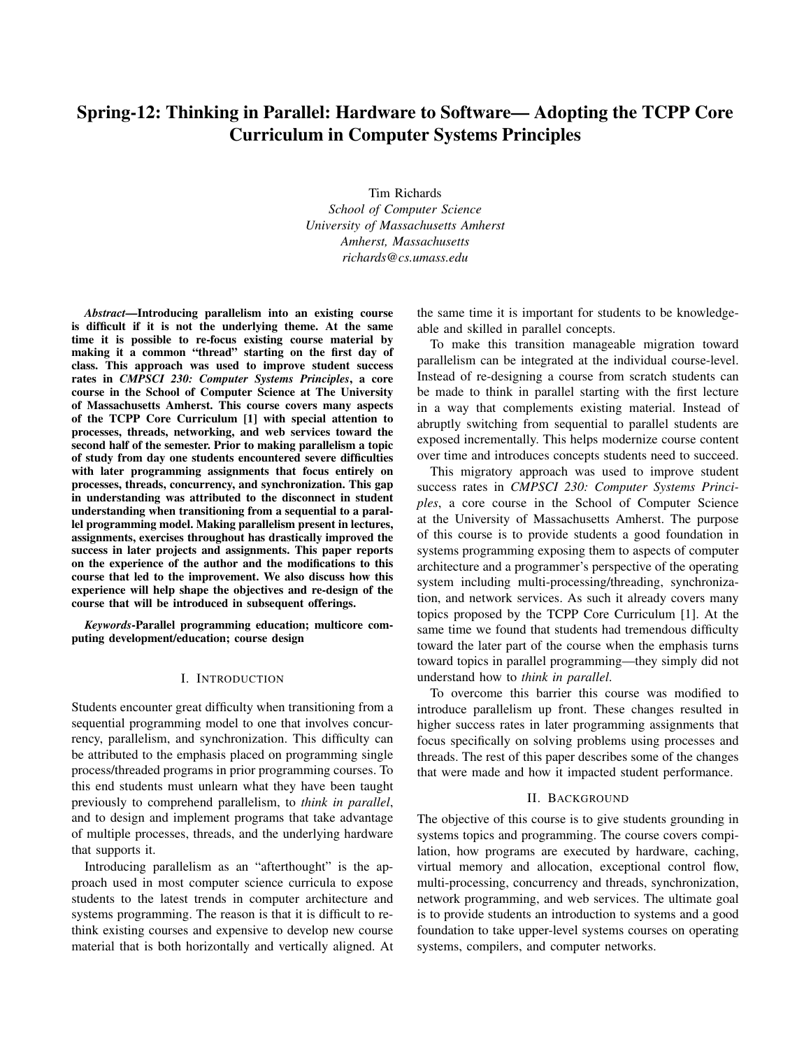# Spring-12: Thinking in Parallel: Hardware to Software— Adopting the TCPP Core Curriculum in Computer Systems Principles

Tim Richards
*School of Computer Science*
*University of Massachusetts Amherst*
*Amherst, Massachusetts*
*richards@cs.umass.edu*

***Abstract*—Introducing parallelism into an existing course is difficult if it is not the underlying theme. At the same time it is possible to re-focus existing course material by making it a common "thread" starting on the first day of class. This approach was used to improve student success rates in *CMPSCI 230: Computer Systems Principles*, a core course in the School of Computer Science at The University of Massachusetts Amherst. This course covers many aspects of the TCPP Core Curriculum [1] with special attention to processes, threads, networking, and web services toward the second half of the semester. Prior to making parallelism a topic of study from day one students encountered severe difficulties with later programming assignments that focus entirely on processes, threads, concurrency, and synchronization. This gap in understanding was attributed to the disconnect in student understanding when transitioning from a sequential to a parallel programming model. Making parallelism present in lectures, assignments, exercises throughout has drastically improved the success in later projects and assignments. This paper reports on the experience of the author and the modifications to this course that led to the improvement. We also discuss how this experience will help shape the objectives and re-design of the course that will be introduced in subsequent offerings.**

***Keywords*-Parallel programming education; multicore computing development/education; course design**

## I. Introduction

Students encounter great difficulty when transitioning from a sequential programming model to one that involves concurrency, parallelism, and synchronization. This difficulty can be attributed to the emphasis placed on programming single process/threaded programs in prior programming courses. To this end students must unlearn what they have been taught previously to comprehend parallelism, to *think in parallel*, and to design and implement programs that take advantage of multiple processes, threads, and the underlying hardware that supports it.

Introducing parallelism as an "afterthought" is the approach used in most computer science curricula to expose students to the latest trends in computer architecture and systems programming. The reason is that it is difficult to rethink existing courses and expensive to develop new course material that is both horizontally and vertically aligned. At the same time it is important for students to be knowledgeable and skilled in parallel concepts.

To make this transition manageable migration toward parallelism can be integrated at the individual course-level. Instead of re-designing a course from scratch students can be made to think in parallel starting with the first lecture in a way that complements existing material. Instead of abruptly switching from sequential to parallel students are exposed incrementally. This helps modernize course content over time and introduces concepts students need to succeed.

This migratory approach was used to improve student success rates in *CMPSCI 230: Computer Systems Principles*, a core course in the School of Computer Science at the University of Massachusetts Amherst. The purpose of this course is to provide students a good foundation in systems programming exposing them to aspects of computer architecture and a programmer's perspective of the operating system including multi-processing/threading, synchronization, and network services. As such it already covers many topics proposed by the TCPP Core Curriculum [1]. At the same time we found that students had tremendous difficulty toward the later part of the course when the emphasis turns toward topics in parallel programming—they simply did not understand how to *think in parallel*.

To overcome this barrier this course was modified to introduce parallelism up front. These changes resulted in higher success rates in later programming assignments that focus specifically on solving problems using processes and threads. The rest of this paper describes some of the changes that were made and how it impacted student performance.

## II. Background

The objective of this course is to give students grounding in systems topics and programming. The course covers compilation, how programs are executed by hardware, caching, virtual memory and allocation, exceptional control flow, multi-processing, concurrency and threads, synchronization, network programming, and web services. The ultimate goal is to provide students an introduction to systems and a good foundation to take upper-level systems courses on operating systems, compilers, and computer networks.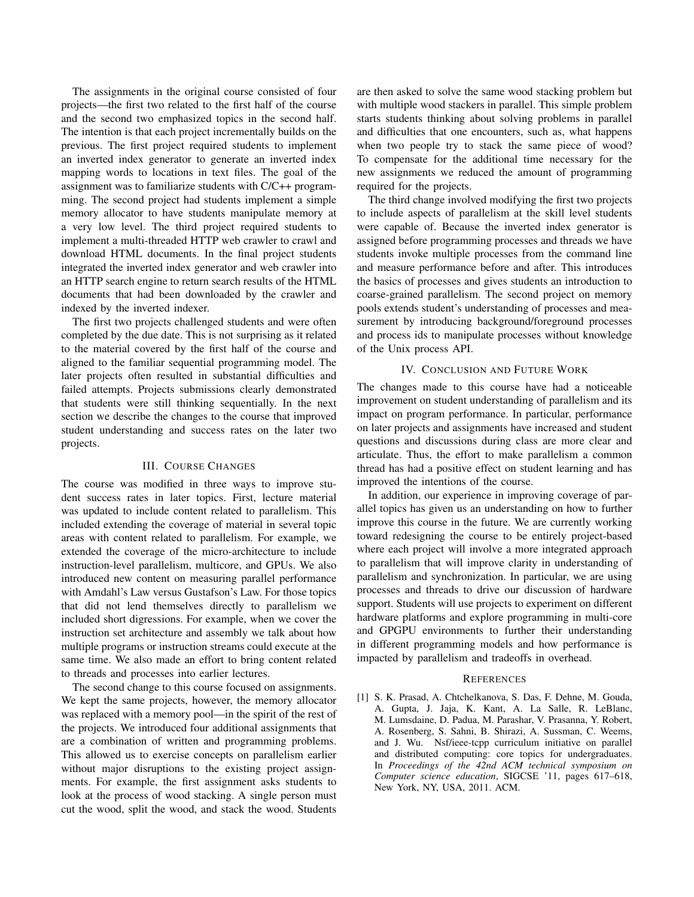The assignments in the original course consisted of four projects—the first two related to the first half of the course and the second two emphasized topics in the second half. The intention is that each project incrementally builds on the previous. The first project required students to implement an inverted index generator to generate an inverted index mapping words to locations in text files. The goal of the assignment was to familiarize students with C/C++ programming. The second project had students implement a simple memory allocator to have students manipulate memory at a very low level. The third project required students to implement a multi-threaded HTTP web crawler to crawl and download HTML documents. In the final project students integrated the inverted index generator and web crawler into an HTTP search engine to return search results of the HTML documents that had been downloaded by the crawler and indexed by the inverted indexer.

The first two projects challenged students and were often completed by the due date. This is not surprising as it related to the material covered by the first half of the course and aligned to the familiar sequential programming model. The later projects often resulted in substantial difficulties and failed attempts. Projects submissions clearly demonstrated that students were still thinking sequentially. In the next section we describe the changes to the course that improved student understanding and success rates on the later two projects.

## III. Course Changes

The course was modified in three ways to improve student success rates in later topics. First, lecture material was updated to include content related to parallelism. This included extending the coverage of material in several topic areas with content related to parallelism. For example, we extended the coverage of the micro-architecture to include instruction-level parallelism, multicore, and GPUs. We also introduced new content on measuring parallel performance with Amdahl's Law versus Gustafson's Law. For those topics that did not lend themselves directly to parallelism we included short digressions. For example, when we cover the instruction set architecture and assembly we talk about how multiple programs or instruction streams could execute at the same time. We also made an effort to bring content related to threads and processes into earlier lectures.

The second change to this course focused on assignments. We kept the same projects, however, the memory allocator was replaced with a memory pool—in the spirit of the rest of the projects. We introduced four additional assignments that are a combination of written and programming problems. This allowed us to exercise concepts on parallelism earlier without major disruptions to the existing project assignments. For example, the first assignment asks students to look at the process of wood stacking. A single person must cut the wood, split the wood, and stack the wood. Students are then asked to solve the same wood stacking problem but with multiple wood stackers in parallel. This simple problem starts students thinking about solving problems in parallel and difficulties that one encounters, such as, what happens when two people try to stack the same piece of wood? To compensate for the additional time necessary for the new assignments we reduced the amount of programming required for the projects.

The third change involved modifying the first two projects to include aspects of parallelism at the skill level students were capable of. Because the inverted index generator is assigned before programming processes and threads we have students invoke multiple processes from the command line and measure performance before and after. This introduces the basics of processes and gives students an introduction to coarse-grained parallelism. The second project on memory pools extends student's understanding of processes and measurement by introducing background/foreground processes and process ids to manipulate processes without knowledge of the Unix process API.

## IV. Conclusion and Future Work

The changes made to this course have had a noticeable improvement on student understanding of parallelism and its impact on program performance. In particular, performance on later projects and assignments have increased and student questions and discussions during class are more clear and articulate. Thus, the effort to make parallelism a common thread has had a positive effect on student learning and has improved the intentions of the course.

In addition, our experience in improving coverage of parallel topics has given us an understanding on how to further improve this course in the future. We are currently working toward redesigning the course to be entirely project-based where each project will involve a more integrated approach to parallelism that will improve clarity in understanding of parallelism and synchronization. In particular, we are using processes and threads to drive our discussion of hardware support. Students will use projects to experiment on different hardware platforms and explore programming in multi-core and GPGPU environments to further their understanding in different programming models and how performance is impacted by parallelism and tradeoffs in overhead.

## References

[1] S. K. Prasad, A. Chtchelkanova, S. Das, F. Dehne, M. Gouda, A. Gupta, J. Jaja, K. Kant, A. La Salle, R. LeBlanc, M. Lumsdaine, D. Padua, M. Parashar, V. Prasanna, Y. Robert, A. Rosenberg, S. Sahni, B. Shirazi, A. Sussman, C. Weems, and J. Wu. Nsf/ieee-tcpp curriculum initiative on parallel and distributed computing: core topics for undergraduates. In *Proceedings of the 42nd ACM technical symposium on Computer science education*, SIGCSE '11, pages 617–618, New York, NY, USA, 2011. ACM.